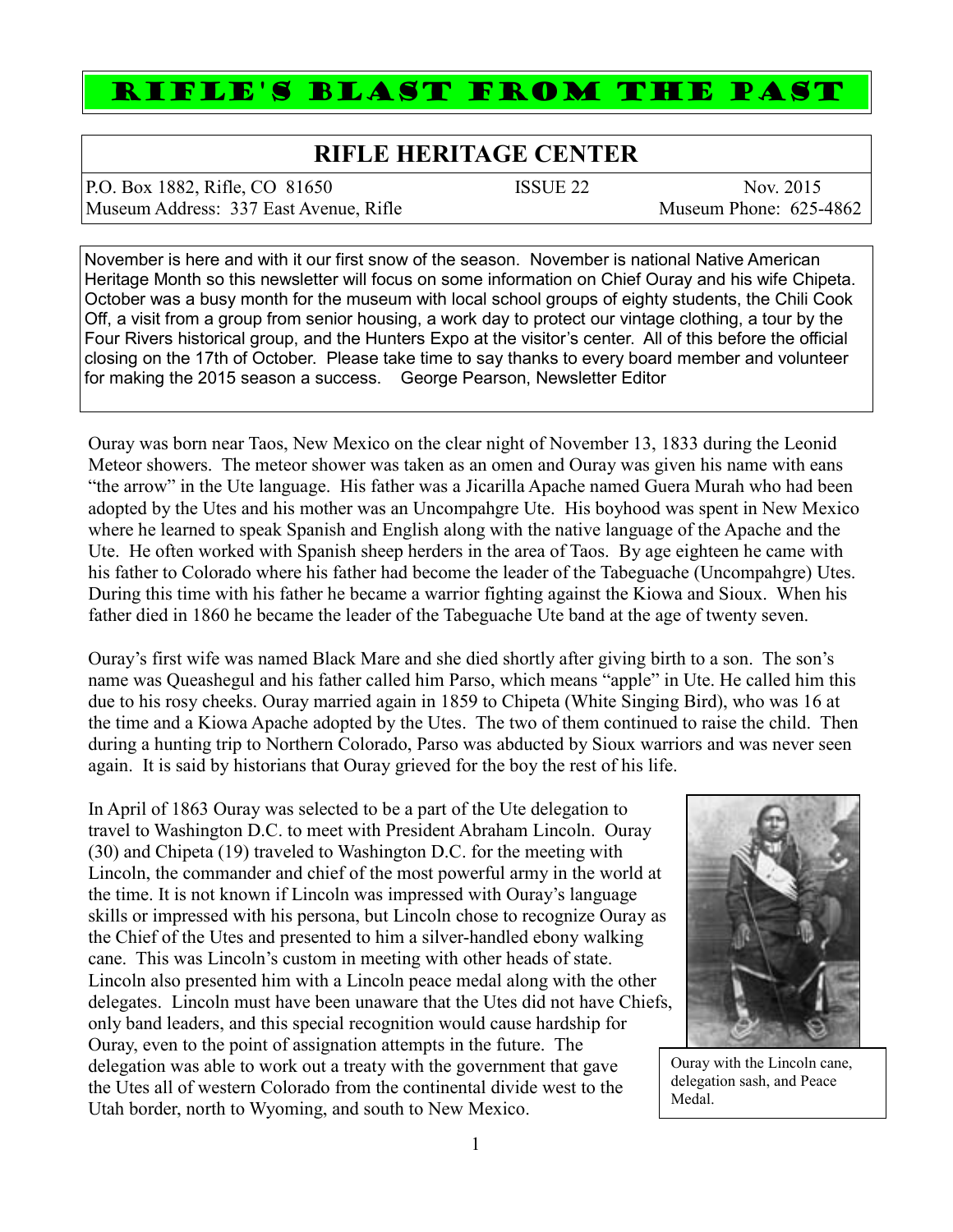# RIFLE'S BLAST FROM THE PAST

## RIFLE HERITAGE CENTER

P.O. Box 1882, Rifle, CO 81650 | ISSUE 22 | Nov. 2015
Museum Address: 337 East Avenue, Rifle | Museum Phone: 625-4862

November is here and with it our first snow of the season. November is national Native American Heritage Month so this newsletter will focus on some information on Chief Ouray and his wife Chipeta. October was a busy month for the museum with local school groups of eighty students, the Chili Cook Off, a visit from a group from senior housing, a work day to protect our vintage clothing, a tour by the Four Rivers historical group, and the Hunters Expo at the visitor's center. All of this before the official closing on the 17th of October. Please take time to say thanks to every board member and volunteer for making the 2015 season a success. George Pearson, Newsletter Editor

Ouray was born near Taos, New Mexico on the clear night of November 13, 1833 during the Leonid Meteor showers. The meteor shower was taken as an omen and Ouray was given his name with eans "the arrow" in the Ute language. His father was a Jicarilla Apache named Guera Murah who had been adopted by the Utes and his mother was an Uncompahgre Ute. His boyhood was spent in New Mexico where he learned to speak Spanish and English along with the native language of the Apache and the Ute. He often worked with Spanish sheep herders in the area of Taos. By age eighteen he came with his father to Colorado where his father had become the leader of the Tabeguache (Uncompahgre) Utes. During this time with his father he became a warrior fighting against the Kiowa and Sioux. When his father died in 1860 he became the leader of the Tabeguache Ute band at the age of twenty seven.

Ouray's first wife was named Black Mare and she died shortly after giving birth to a son. The son's name was Queashegul and his father called him Parso, which means "apple" in Ute. He called him this due to his rosy cheeks. Ouray married again in 1859 to Chipeta (White Singing Bird), who was 16 at the time and a Kiowa Apache adopted by the Utes. The two of them continued to raise the child. Then during a hunting trip to Northern Colorado, Parso was abducted by Sioux warriors and was never seen again. It is said by historians that Ouray grieved for the boy the rest of his life.

In April of 1863 Ouray was selected to be a part of the Ute delegation to travel to Washington D.C. to meet with President Abraham Lincoln. Ouray (30) and Chipeta (19) traveled to Washington D.C. for the meeting with Lincoln, the commander and chief of the most powerful army in the world at the time. It is not known if Lincoln was impressed with Ouray's language skills or impressed with his persona, but Lincoln chose to recognize Ouray as the Chief of the Utes and presented to him a silver-handled ebony walking cane. This was Lincoln's custom in meeting with other heads of state. Lincoln also presented him with a Lincoln peace medal along with the other delegates. Lincoln must have been unaware that the Utes did not have Chiefs, only band leaders, and this special recognition would cause hardship for Ouray, even to the point of assignation attempts in the future. The delegation was able to work out a treaty with the government that gave the Utes all of western Colorado from the continental divide west to the Utah border, north to Wyoming, and south to New Mexico.

Ouray with the Lincoln cane, delegation sash, and Peace Medal.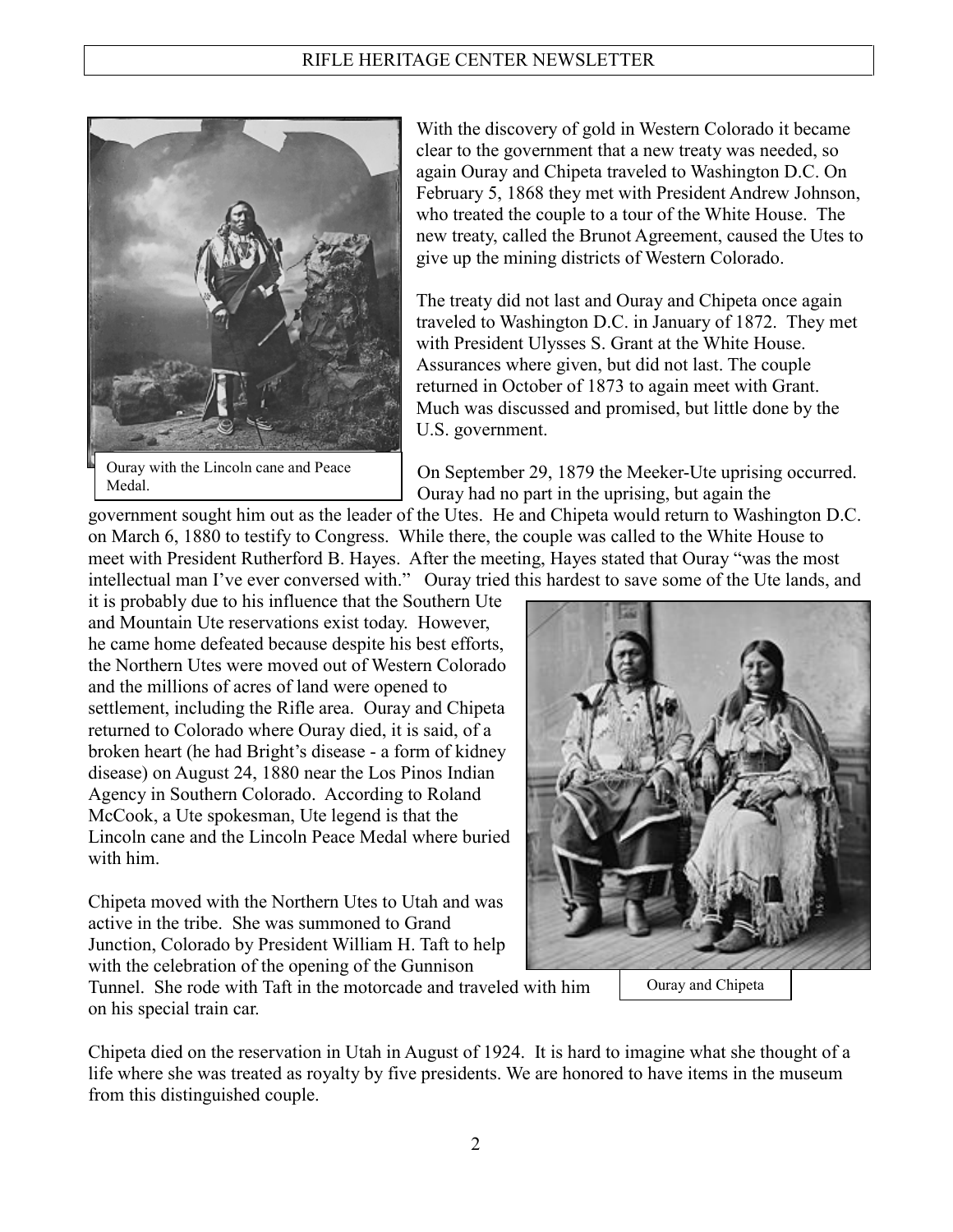Ouray with the Lincoln cane and Peace Medal.

With the discovery of gold in Western Colorado it became clear to the government that a new treaty was needed, so again Ouray and Chipeta traveled to Washington D.C. On February 5, 1868 they met with President Andrew Johnson, who treated the couple to a tour of the White House. The new treaty, called the Brunot Agreement, caused the Utes to give up the mining districts of Western Colorado.

The treaty did not last and Ouray and Chipeta once again traveled to Washington D.C. in January of 1872. They met with President Ulysses S. Grant at the White House. Assurances where given, but did not last. The couple returned in October of 1873 to again meet with Grant. Much was discussed and promised, but little done by the U.S. government.

On September 29, 1879 the Meeker-Ute uprising occurred. Ouray had no part in the uprising, but again the government sought him out as the leader of the Utes. He and Chipeta would return to Washington D.C. on March 6, 1880 to testify to Congress. While there, the couple was called to the White House to meet with President Rutherford B. Hayes. After the meeting, Hayes stated that Ouray "was the most intellectual man I've ever conversed with." Ouray tried this hardest to save some of the Ute lands, and it is probably due to his influence that the Southern Ute and Mountain Ute reservations exist today. However, he came home defeated because despite his best efforts, the Northern Utes were moved out of Western Colorado and the millions of acres of land were opened to settlement, including the Rifle area. Ouray and Chipeta returned to Colorado where Ouray died, it is said, of a broken heart (he had Bright's disease - a form of kidney disease) on August 24, 1880 near the Los Pinos Indian Agency in Southern Colorado. According to Roland McCook, a Ute spokesman, Ute legend is that the Lincoln cane and the Lincoln Peace Medal where buried with him.

Chipeta moved with the Northern Utes to Utah and was active in the tribe. She was summoned to Grand Junction, Colorado by President William H. Taft to help with the celebration of the opening of the Gunnison Tunnel. She rode with Taft in the motorcade and traveled with him on his special train car.

Ouray and Chipeta

Chipeta died on the reservation in Utah in August of 1924. It is hard to imagine what she thought of a life where she was treated as royalty by five presidents. We are honored to have items in the museum from this distinguished couple.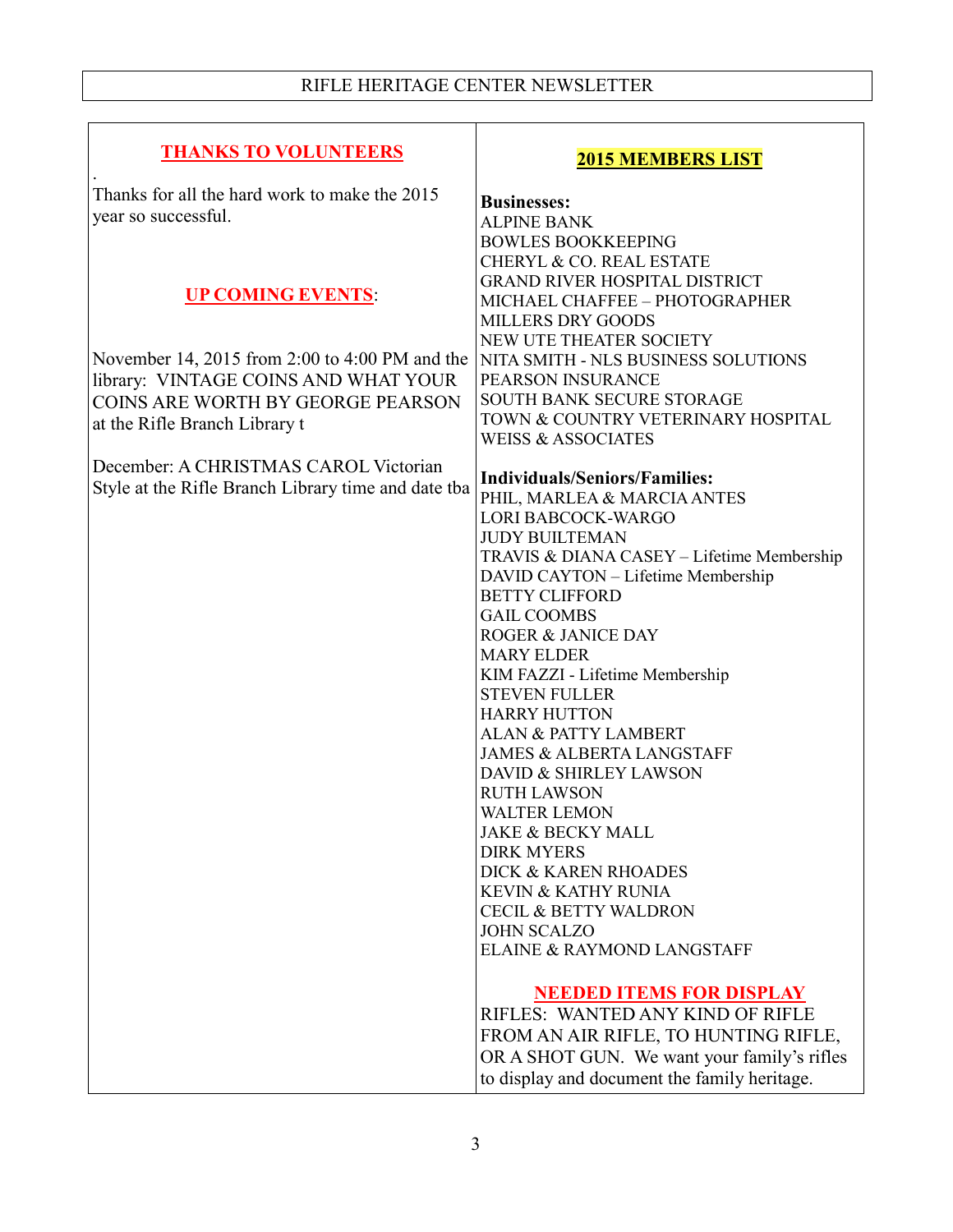## THANKS TO VOLUNTEERS

.
Thanks for all the hard work to make the 2015 year so successful.

## UP COMING EVENTS:

November 14, 2015 from 2:00 to 4:00 PM and the library: VINTAGE COINS AND WHAT YOUR COINS ARE WORTH BY GEORGE PEARSON at the Rifle Branch Library t

December: A CHRISTMAS CAROL Victorian Style at the Rifle Branch Library time and date tba

## 2015 MEMBERS LIST

**Businesses:**
ALPINE BANK
BOWLES BOOKKEEPING
CHERYL & CO. REAL ESTATE
GRAND RIVER HOSPITAL DISTRICT
MICHAEL CHAFFEE – PHOTOGRAPHER
MILLERS DRY GOODS
NEW UTE THEATER SOCIETY
NITA SMITH - NLS BUSINESS SOLUTIONS
PEARSON INSURANCE
SOUTH BANK SECURE STORAGE
TOWN & COUNTRY VETERINARY HOSPITAL
WEISS & ASSOCIATES

**Individuals/Seniors/Families:**
PHIL, MARLEA & MARCIA ANTES
LORI BABCOCK-WARGO
JUDY BUILTEMAN
TRAVIS & DIANA CASEY – Lifetime Membership
DAVID CAYTON – Lifetime Membership
BETTY CLIFFORD
GAIL COOMBS
ROGER & JANICE DAY
MARY ELDER
KIM FAZZI - Lifetime Membership
STEVEN FULLER
HARRY HUTTON
ALAN & PATTY LAMBERT
JAMES & ALBERTA LANGSTAFF
DAVID & SHIRLEY LAWSON
RUTH LAWSON
WALTER LEMON
JAKE & BECKY MALL
DIRK MYERS
DICK & KAREN RHOADES
KEVIN & KATHY RUNIA
CECIL & BETTY WALDRON
JOHN SCALZO
ELAINE & RAYMOND LANGSTAFF

## NEEDED ITEMS FOR DISPLAY

RIFLES: WANTED ANY KIND OF RIFLE FROM AN AIR RIFLE, TO HUNTING RIFLE, OR A SHOT GUN. We want your family's rifles to display and document the family heritage.